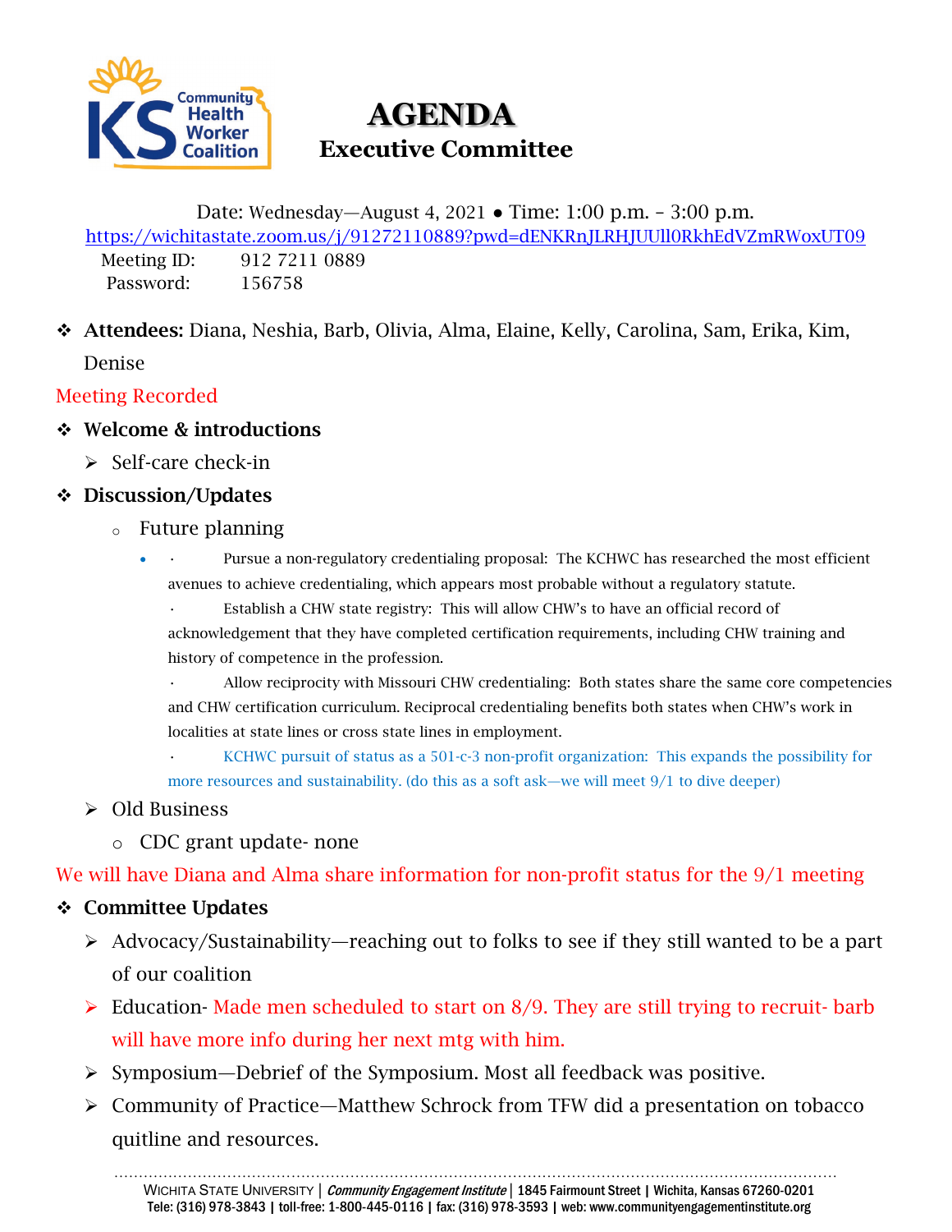# AGENDA

## Executive Committee

Date: Wednesday—August 4, 2021 ● Time: 1:00 p.m. – 3:00 p.m.

https://wichitastate.zoom.us/j/91272110889?pwd=dENKRnJLRHJUUll0RkhEdVZmRWoxUT09

Meeting ID: 912 7211 0889

Password: 156758

- **Attendees:** Diana, Neshia, Barb, Olivia, Alma, Elaine, Kelly, Carolina, Sam, Erika, Kim, Denise

Meeting Recorded

- **Welcome & introductions**
  - Self-care check-in
- **Discussion/Updates**
  - Future planning
    - · Pursue a non-regulatory credentialing proposal: The KCHWC has researched the most efficient avenues to achieve credentialing, which appears most probable without a regulatory statute.

      · Establish a CHW state registry: This will allow CHW's to have an official record of acknowledgement that they have completed certification requirements, including CHW training and history of competence in the profession.

      · Allow reciprocity with Missouri CHW credentialing: Both states share the same core competencies and CHW certification curriculum. Reciprocal credentialing benefits both states when CHW's work in localities at state lines or cross state lines in employment.

      · KCHWC pursuit of status as a 501-c-3 non-profit organization: This expands the possibility for more resources and sustainability. (do this as a soft ask—we will meet 9/1 to dive deeper)
  - Old Business
    - CDC grant update- none

We will have Diana and Alma share information for non-profit status for the 9/1 meeting

- **Committee Updates**
  - Advocacy/Sustainability—reaching out to folks to see if they still wanted to be a part of our coalition
  - Education- Made men scheduled to start on 8/9. They are still trying to recruit- barb will have more info during her next mtg with him.
  - Symposium—Debrief of the Symposium. Most all feedback was positive.
  - Community of Practice—Matthew Schrock from TFW did a presentation on tobacco quitline and resources.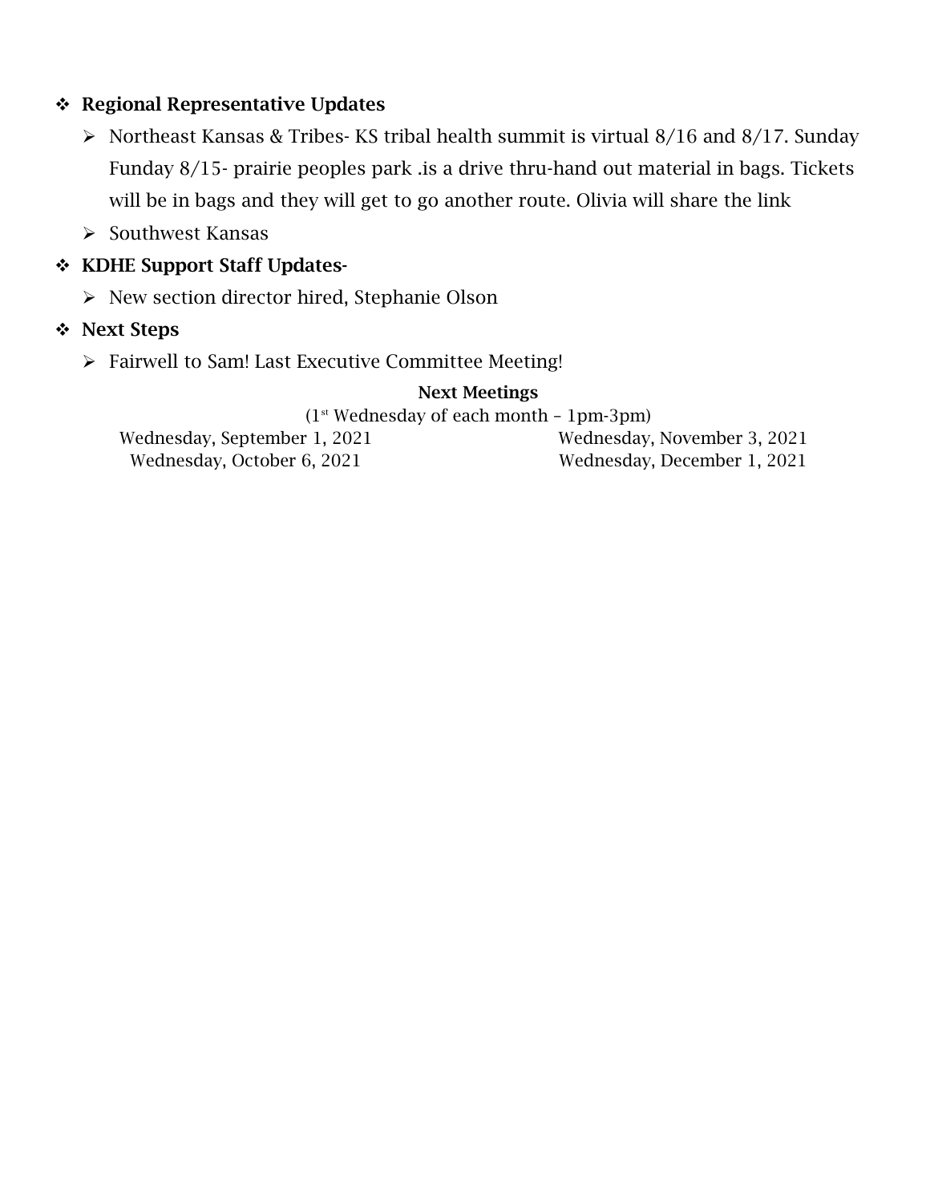- **Regional Representative Updates**
  - Northeast Kansas & Tribes- KS tribal health summit is virtual 8/16 and 8/17. Sunday Funday 8/15- prairie peoples park .is a drive thru-hand out material in bags. Tickets will be in bags and they will get to go another route. Olivia will share the link
  - Southwest Kansas
- **KDHE Support Staff Updates-**
  - New section director hired, Stephanie Olson
- **Next Steps**
  - Fairwell to Sam! Last Executive Committee Meeting!

**Next Meetings**

(1st Wednesday of each month – 1pm-3pm)

Wednesday, September 1, 2021

Wednesday, October 6, 2021

Wednesday, November 3, 2021

Wednesday, December 1, 2021